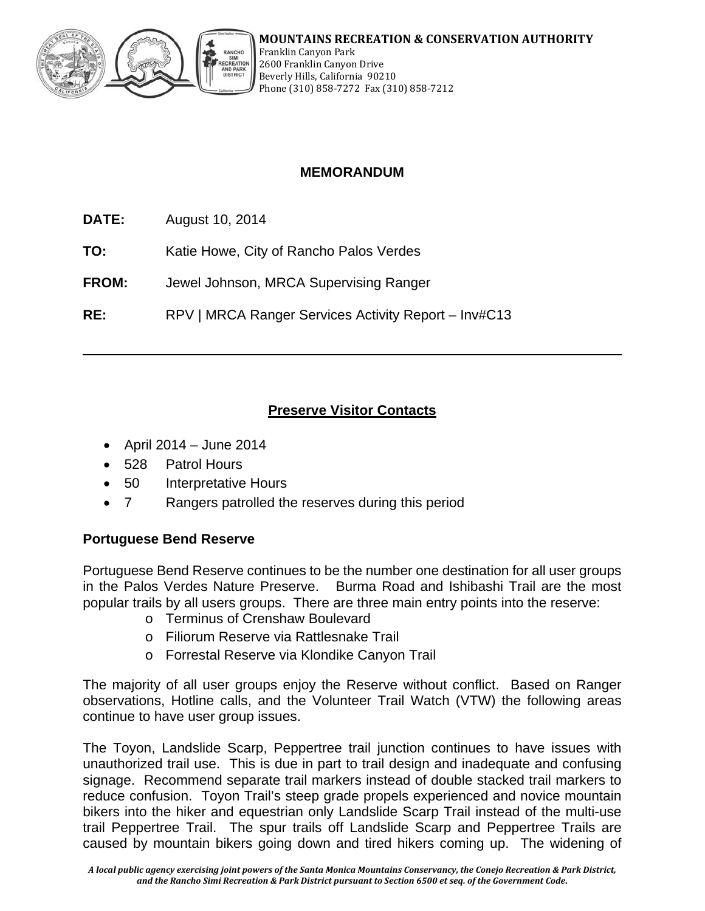**MOUNTAINS RECREATION & CONSERVATION AUTHORITY**
Franklin Canyon Park
2600 Franklin Canyon Drive
Beverly Hills, California 90210
Phone (310) 858-7272 Fax (310) 858-7212

## MEMORANDUM

**DATE:** August 10, 2014

**TO:** Katie Howe, City of Rancho Palos Verdes

**FROM:** Jewel Johnson, MRCA Supervising Ranger

**RE:** RPV | MRCA Ranger Services Activity Report – Inv#C13

---

## Preserve Visitor Contacts

- April 2014 – June 2014
- 528 Patrol Hours
- 50 Interpretative Hours
- 7 Rangers patrolled the reserves during this period

### Portuguese Bend Reserve

Portuguese Bend Reserve continues to be the number one destination for all user groups in the Palos Verdes Nature Preserve. Burma Road and Ishibashi Trail are the most popular trails by all users groups. There are three main entry points into the reserve:

- Terminus of Crenshaw Boulevard
- Filiorum Reserve via Rattlesnake Trail
- Forrestal Reserve via Klondike Canyon Trail

The majority of all user groups enjoy the Reserve without conflict. Based on Ranger observations, Hotline calls, and the Volunteer Trail Watch (VTW) the following areas continue to have user group issues.

The Toyon, Landslide Scarp, Peppertree trail junction continues to have issues with unauthorized trail use. This is due in part to trail design and inadequate and confusing signage. Recommend separate trail markers instead of double stacked trail markers to reduce confusion. Toyon Trail's steep grade propels experienced and novice mountain bikers into the hiker and equestrian only Landslide Scarp Trail instead of the multi-use trail Peppertree Trail. The spur trails off Landslide Scarp and Peppertree Trails are caused by mountain bikers going down and tired hikers coming up. The widening of

*A local public agency exercising joint powers of the Santa Monica Mountains Conservancy, the Conejo Recreation & Park District, and the Rancho Simi Recreation & Park District pursuant to Section 6500 et seq. of the Government Code.*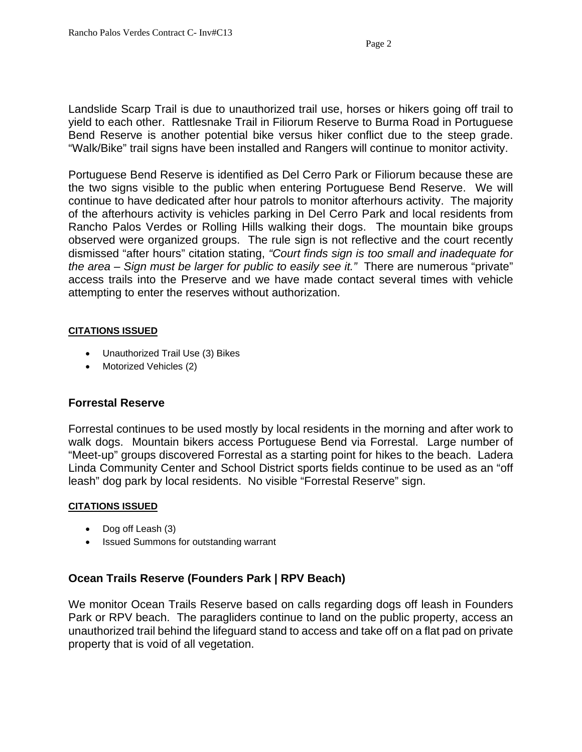Landslide Scarp Trail is due to unauthorized trail use, horses or hikers going off trail to yield to each other. Rattlesnake Trail in Filiorum Reserve to Burma Road in Portuguese Bend Reserve is another potential bike versus hiker conflict due to the steep grade. "Walk/Bike" trail signs have been installed and Rangers will continue to monitor activity.

Portuguese Bend Reserve is identified as Del Cerro Park or Filiorum because these are the two signs visible to the public when entering Portuguese Bend Reserve. We will continue to have dedicated after hour patrols to monitor afterhours activity. The majority of the afterhours activity is vehicles parking in Del Cerro Park and local residents from Rancho Palos Verdes or Rolling Hills walking their dogs. The mountain bike groups observed were organized groups. The rule sign is not reflective and the court recently dismissed "after hours" citation stating, *"Court finds sign is too small and inadequate for the area – Sign must be larger for public to easily see it."* There are numerous "private" access trails into the Preserve and we have made contact several times with vehicle attempting to enter the reserves without authorization.

**CITATIONS ISSUED**

- Unauthorized Trail Use (3) Bikes
- Motorized Vehicles (2)

## Forrestal Reserve

Forrestal continues to be used mostly by local residents in the morning and after work to walk dogs. Mountain bikers access Portuguese Bend via Forrestal. Large number of "Meet-up" groups discovered Forrestal as a starting point for hikes to the beach. Ladera Linda Community Center and School District sports fields continue to be used as an "off leash" dog park by local residents. No visible "Forrestal Reserve" sign.

**CITATIONS ISSUED**

- Dog off Leash (3)
- Issued Summons for outstanding warrant

## Ocean Trails Reserve (Founders Park | RPV Beach)

We monitor Ocean Trails Reserve based on calls regarding dogs off leash in Founders Park or RPV beach. The paragliders continue to land on the public property, access an unauthorized trail behind the lifeguard stand to access and take off on a flat pad on private property that is void of all vegetation.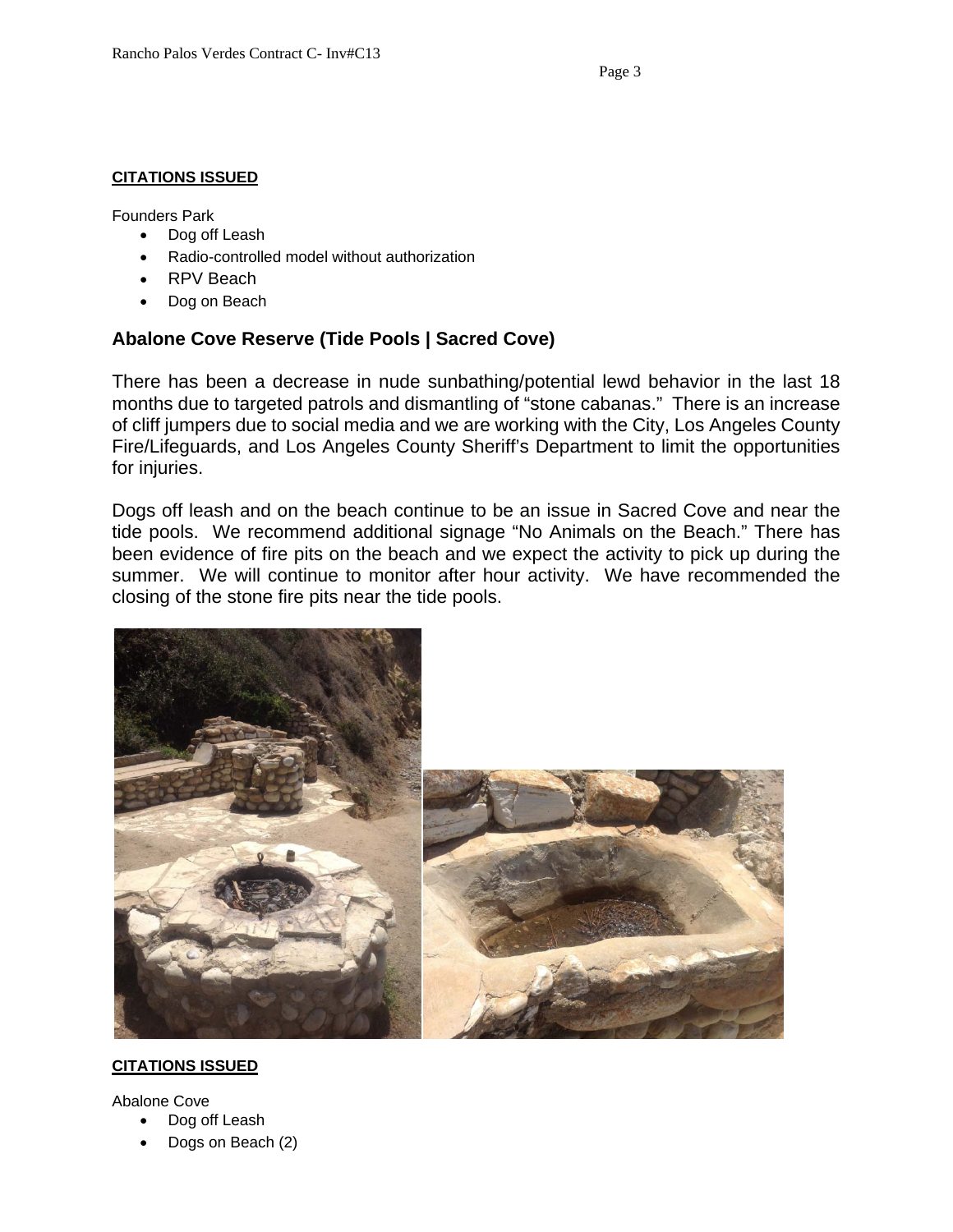**CITATIONS ISSUED**

Founders Park

- Dog off Leash
- Radio-controlled model without authorization
- RPV Beach
- Dog on Beach

## Abalone Cove Reserve (Tide Pools | Sacred Cove)

There has been a decrease in nude sunbathing/potential lewd behavior in the last 18 months due to targeted patrols and dismantling of “stone cabanas.” There is an increase of cliff jumpers due to social media and we are working with the City, Los Angeles County Fire/Lifeguards, and Los Angeles County Sheriff’s Department to limit the opportunities for injuries.

Dogs off leash and on the beach continue to be an issue in Sacred Cove and near the tide pools. We recommend additional signage “No Animals on the Beach.” There has been evidence of fire pits on the beach and we expect the activity to pick up during the summer. We will continue to monitor after hour activity. We have recommended the closing of the stone fire pits near the tide pools.

**CITATIONS ISSUED**

Abalone Cove

- Dog off Leash
- Dogs on Beach (2)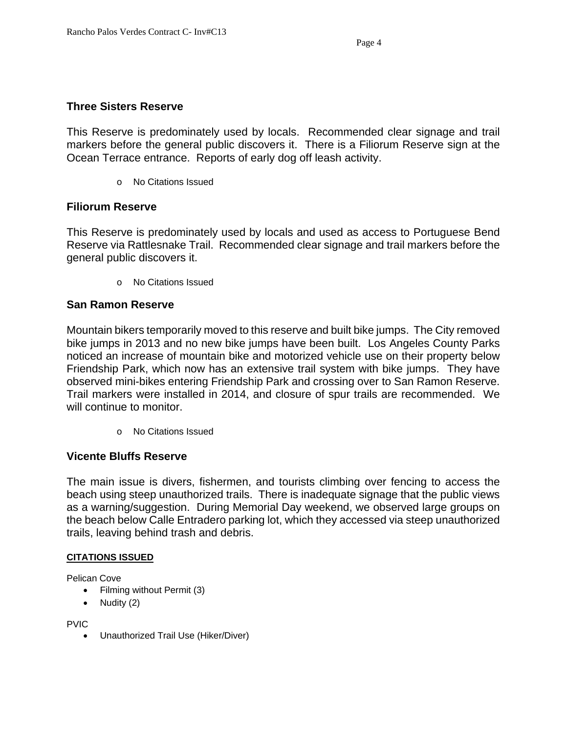## Three Sisters Reserve

This Reserve is predominately used by locals. Recommended clear signage and trail markers before the general public discovers it. There is a Filiorum Reserve sign at the Ocean Terrace entrance. Reports of early dog off leash activity.

- No Citations Issued

## Filiorum Reserve

This Reserve is predominately used by locals and used as access to Portuguese Bend Reserve via Rattlesnake Trail. Recommended clear signage and trail markers before the general public discovers it.

- No Citations Issued

## San Ramon Reserve

Mountain bikers temporarily moved to this reserve and built bike jumps. The City removed bike jumps in 2013 and no new bike jumps have been built. Los Angeles County Parks noticed an increase of mountain bike and motorized vehicle use on their property below Friendship Park, which now has an extensive trail system with bike jumps. They have observed mini-bikes entering Friendship Park and crossing over to San Ramon Reserve. Trail markers were installed in 2014, and closure of spur trails are recommended. We will continue to monitor.

- No Citations Issued

## Vicente Bluffs Reserve

The main issue is divers, fishermen, and tourists climbing over fencing to access the beach using steep unauthorized trails. There is inadequate signage that the public views as a warning/suggestion. During Memorial Day weekend, we observed large groups on the beach below Calle Entradero parking lot, which they accessed via steep unauthorized trails, leaving behind trash and debris.

**CITATIONS ISSUED**

Pelican Cove

- Filming without Permit (3)
- Nudity (2)

PVIC

- Unauthorized Trail Use (Hiker/Diver)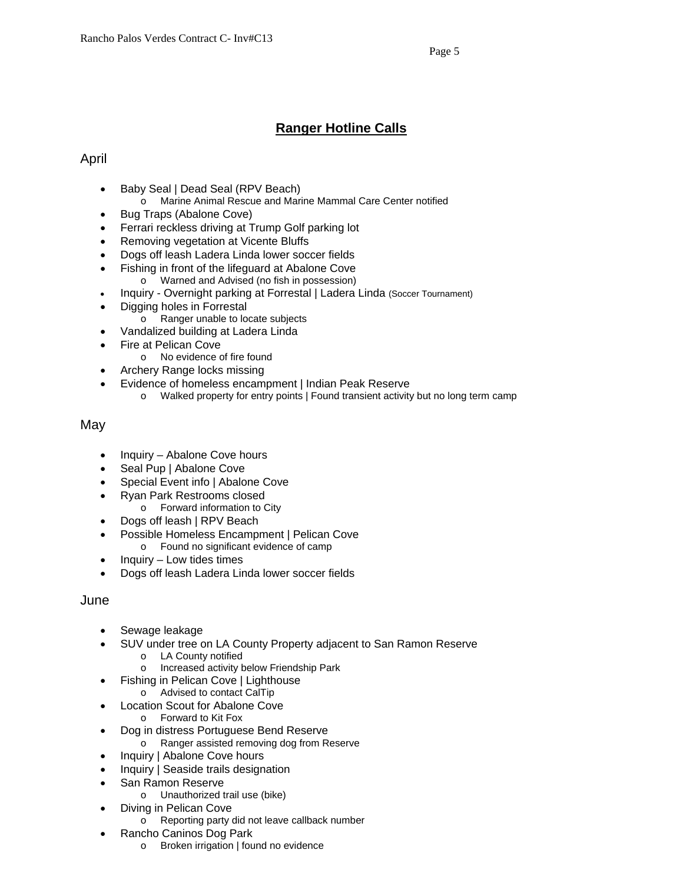## Ranger Hotline Calls

April

- Baby Seal | Dead Seal (RPV Beach)
  - Marine Animal Rescue and Marine Mammal Care Center notified
- Bug Traps (Abalone Cove)
- Ferrari reckless driving at Trump Golf parking lot
- Removing vegetation at Vicente Bluffs
- Dogs off leash Ladera Linda lower soccer fields
- Fishing in front of the lifeguard at Abalone Cove
  - Warned and Advised (no fish in possession)
- Inquiry - Overnight parking at Forrestal | Ladera Linda (Soccer Tournament)
- Digging holes in Forrestal
  - Ranger unable to locate subjects
- Vandalized building at Ladera Linda
- Fire at Pelican Cove
  - No evidence of fire found
- Archery Range locks missing
- Evidence of homeless encampment | Indian Peak Reserve
  - Walked property for entry points | Found transient activity but no long term camp

May

- Inquiry – Abalone Cove hours
- Seal Pup | Abalone Cove
- Special Event info | Abalone Cove
- Ryan Park Restrooms closed
  - Forward information to City
- Dogs off leash | RPV Beach
- Possible Homeless Encampment | Pelican Cove
  - Found no significant evidence of camp
- Inquiry – Low tides times
- Dogs off leash Ladera Linda lower soccer fields

June

- Sewage leakage
- SUV under tree on LA County Property adjacent to San Ramon Reserve
  - LA County notified
  - Increased activity below Friendship Park
- Fishing in Pelican Cove | Lighthouse
  - Advised to contact CalTip
- Location Scout for Abalone Cove
  - Forward to Kit Fox
- Dog in distress Portuguese Bend Reserve
  - Ranger assisted removing dog from Reserve
- Inquiry | Abalone Cove hours
- Inquiry | Seaside trails designation
- San Ramon Reserve
  - Unauthorized trail use (bike)
- Diving in Pelican Cove
  - Reporting party did not leave callback number
- Rancho Caninos Dog Park
  - Broken irrigation | found no evidence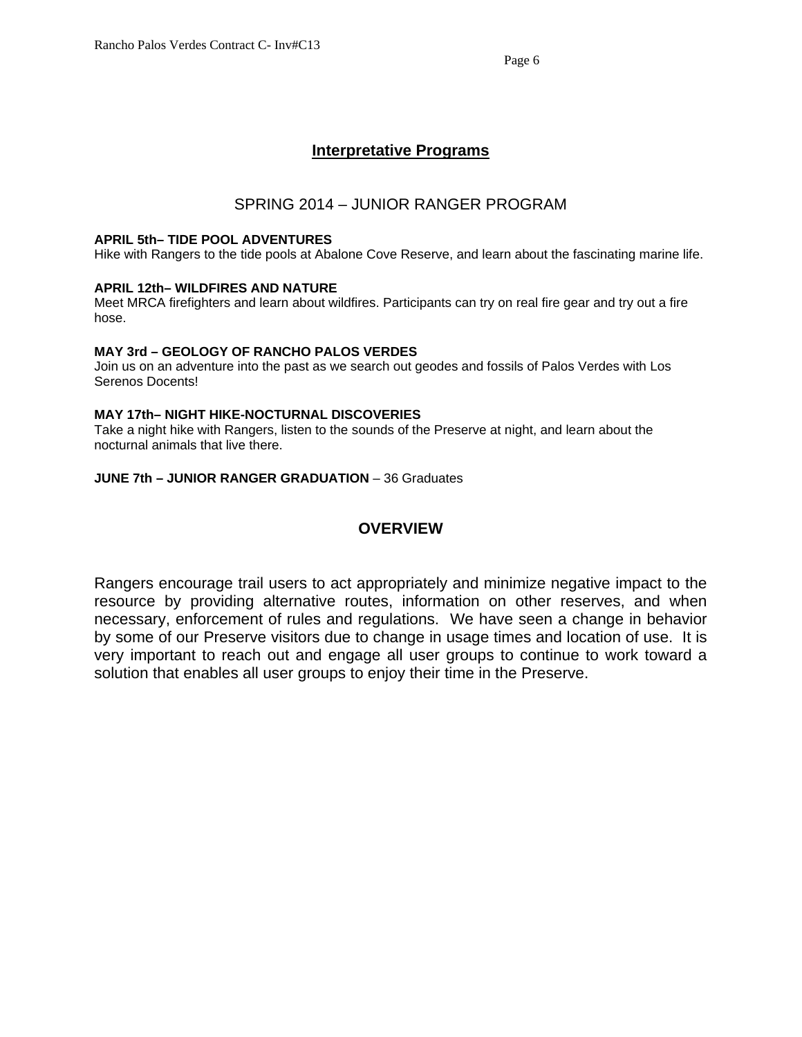## Interpretative Programs

### SPRING 2014 – JUNIOR RANGER PROGRAM

**APRIL 5th– TIDE POOL ADVENTURES**
Hike with Rangers to the tide pools at Abalone Cove Reserve, and learn about the fascinating marine life.

**APRIL 12th– WILDFIRES AND NATURE**
Meet MRCA firefighters and learn about wildfires. Participants can try on real fire gear and try out a fire hose.

**MAY 3rd – GEOLOGY OF RANCHO PALOS VERDES**
Join us on an adventure into the past as we search out geodes and fossils of Palos Verdes with Los Serenos Docents!

**MAY 17th– NIGHT HIKE-NOCTURNAL DISCOVERIES**
Take a night hike with Rangers, listen to the sounds of the Preserve at night, and learn about the nocturnal animals that live there.

**JUNE 7th – JUNIOR RANGER GRADUATION** – 36 Graduates

## OVERVIEW

Rangers encourage trail users to act appropriately and minimize negative impact to the resource by providing alternative routes, information on other reserves, and when necessary, enforcement of rules and regulations. We have seen a change in behavior by some of our Preserve visitors due to change in usage times and location of use. It is very important to reach out and engage all user groups to continue to work toward a solution that enables all user groups to enjoy their time in the Preserve.